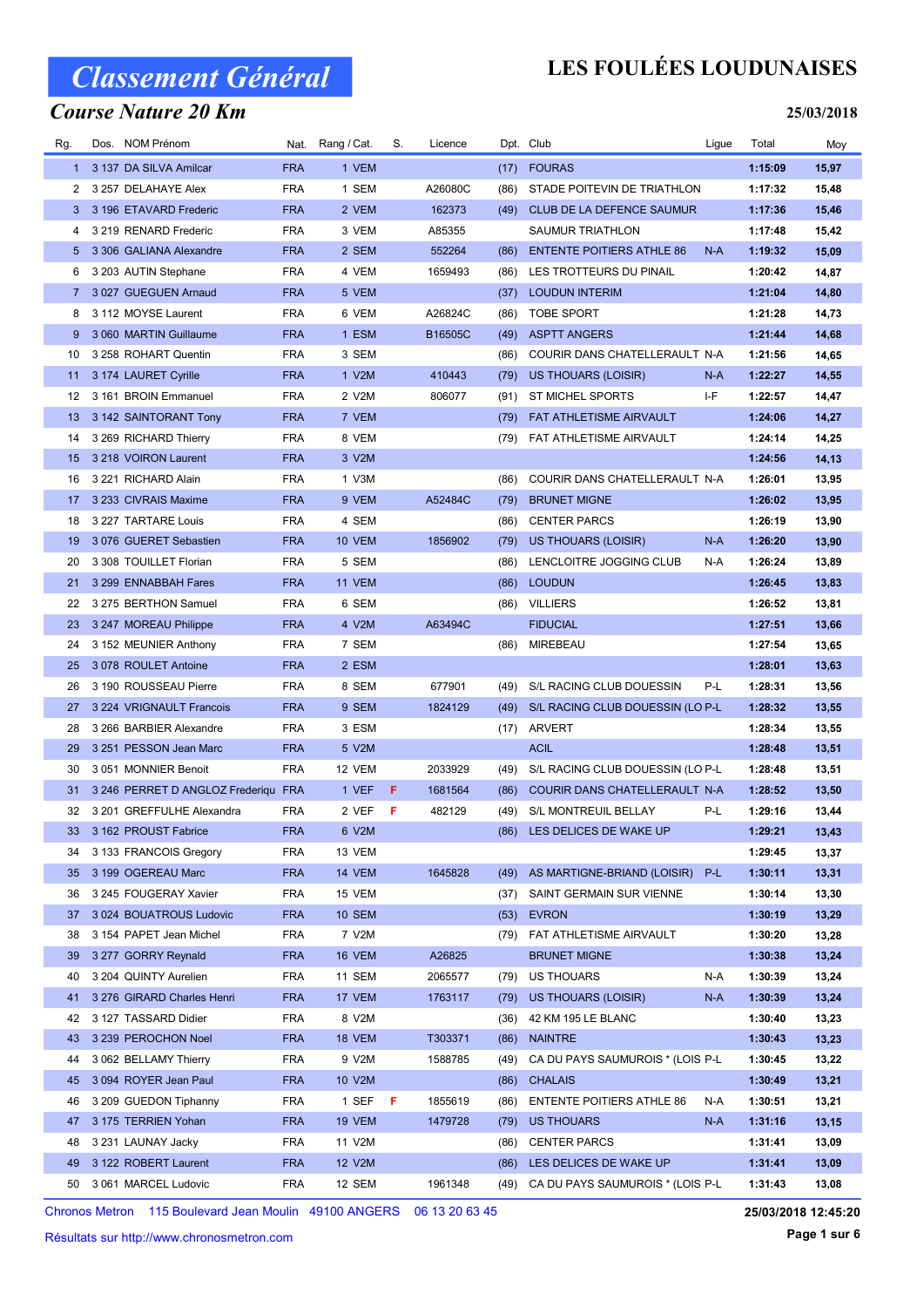# Classement Général

## LES FOULÉES LOUDUNAISES

### Course Nature 20 Km

**25/03/2018**

| Rg. | Dos. | NOM Prénom | Nat. | Rang / Cat. | S. | Licence | Dpt. | Club | Ligue | Total | Moy |
|---|---|---|---|---|---|---|---|---|---|---|---|
| 1 | 3 137 | DA SILVA Amilcar | FRA | 1 VEM | | | (17) | FOURAS | | 1:15:09 | 15,97 |
| 2 | 3 257 | DELAHAYE Alex | FRA | 1 SEM | | A26080C | (86) | STADE POITEVIN DE TRIATHLON | | 1:17:32 | 15,48 |
| 3 | 3 196 | ETAVARD Frederic | FRA | 2 VEM | | 162373 | (49) | CLUB DE LA DEFENCE SAUMUR | | 1:17:36 | 15,46 |
| 4 | 3 219 | RENARD Frederic | FRA | 3 VEM | | A85355 | | SAUMUR TRIATHLON | | 1:17:48 | 15,42 |
| 5 | 3 306 | GALIANA Alexandre | FRA | 2 SEM | | 552264 | (86) | ENTENTE POITIERS ATHLE 86 | N-A | 1:19:32 | 15,09 |
| 6 | 3 203 | AUTIN Stephane | FRA | 4 VEM | | 1659493 | (86) | LES TROTTEURS DU PINAIL | | 1:20:42 | 14,87 |
| 7 | 3 027 | GUEGUEN Arnaud | FRA | 5 VEM | | | (37) | LOUDUN INTERIM | | 1:21:04 | 14,80 |
| 8 | 3 112 | MOYSE Laurent | FRA | 6 VEM | | A26824C | (86) | TOBE SPORT | | 1:21:28 | 14,73 |
| 9 | 3 060 | MARTIN Guillaume | FRA | 1 ESM | | B16505C | (49) | ASPTT ANGERS | | 1:21:44 | 14,68 |
| 10 | 3 258 | ROHART Quentin | FRA | 3 SEM | | | (86) | COURIR DANS CHATELLERAULT | N-A | 1:21:56 | 14,65 |
| 11 | 3 174 | LAURET Cyrille | FRA | 1 V2M | | 410443 | (79) | US THOUARS (LOISIR) | N-A | 1:22:27 | 14,55 |
| 12 | 3 161 | BROIN Emmanuel | FRA | 2 V2M | | 806077 | (91) | ST MICHEL SPORTS | I-F | 1:22:57 | 14,47 |
| 13 | 3 142 | SAINTORANT Tony | FRA | 7 VEM | | | (79) | FAT ATHLETISME AIRVAULT | | 1:24:06 | 14,27 |
| 14 | 3 269 | RICHARD Thierry | FRA | 8 VEM | | | (79) | FAT ATHLETISME AIRVAULT | | 1:24:14 | 14,25 |
| 15 | 3 218 | VOIRON Laurent | FRA | 3 V2M | | | | | | 1:24:56 | 14,13 |
| 16 | 3 221 | RICHARD Alain | FRA | 1 V3M | | | (86) | COURIR DANS CHATELLERAULT | N-A | 1:26:01 | 13,95 |
| 17 | 3 233 | CIVRAIS Maxime | FRA | 9 VEM | | A52484C | (79) | BRUNET MIGNE | | 1:26:02 | 13,95 |
| 18 | 3 227 | TARTARE Louis | FRA | 4 SEM | | | (86) | CENTER PARCS | | 1:26:19 | 13,90 |
| 19 | 3 076 | GUERET Sebastien | FRA | 10 VEM | | 1856902 | (79) | US THOUARS (LOISIR) | N-A | 1:26:20 | 13,90 |
| 20 | 3 308 | TOUILLET Florian | FRA | 5 SEM | | | (86) | LENCLOITRE JOGGING CLUB | N-A | 1:26:24 | 13,89 |
| 21 | 3 299 | ENNABBAH Fares | FRA | 11 VEM | | | (86) | LOUDUN | | 1:26:45 | 13,83 |
| 22 | 3 275 | BERTHON Samuel | FRA | 6 SEM | | | (86) | VILLIERS | | 1:26:52 | 13,81 |
| 23 | 3 247 | MOREAU Philippe | FRA | 4 V2M | | A63494C | | FIDUCIAL | | 1:27:51 | 13,66 |
| 24 | 3 152 | MEUNIER Anthony | FRA | 7 SEM | | | (86) | MIREBEAU | | 1:27:54 | 13,65 |
| 25 | 3 078 | ROULET Antoine | FRA | 2 ESM | | | | | | 1:28:01 | 13,63 |
| 26 | 3 190 | ROUSSEAU Pierre | FRA | 8 SEM | | 677901 | (49) | S/L RACING CLUB DOUESSIN | P-L | 1:28:31 | 13,56 |
| 27 | 3 224 | VRIGNAULT Francois | FRA | 9 SEM | | 1824129 | (49) | S/L RACING CLUB DOUESSIN (LO | P-L | 1:28:32 | 13,55 |
| 28 | 3 266 | BARBIER Alexandre | FRA | 3 ESM | | | (17) | ARVERT | | 1:28:34 | 13,55 |
| 29 | 3 251 | PESSON Jean Marc | FRA | 5 V2M | | | | ACIL | | 1:28:48 | 13,51 |
| 30 | 3 051 | MONNIER Benoit | FRA | 12 VEM | | 2033929 | (49) | S/L RACING CLUB DOUESSIN (LO | P-L | 1:28:48 | 13,51 |
| 31 | 3 246 | PERRET D ANGLOZ Frederiqu | FRA | 1 VEF | F | 1681564 | (86) | COURIR DANS CHATELLERAULT | N-A | 1:28:52 | 13,50 |
| 32 | 3 201 | GREFFULHE Alexandra | FRA | 2 VEF | F | 482129 | (49) | S/L MONTREUIL BELLAY | P-L | 1:29:16 | 13,44 |
| 33 | 3 162 | PROUST Fabrice | FRA | 6 V2M | | | (86) | LES DELICES DE WAKE UP | | 1:29:21 | 13,43 |
| 34 | 3 133 | FRANCOIS Gregory | FRA | 13 VEM | | | | | | 1:29:45 | 13,37 |
| 35 | 3 199 | OGEREAU Marc | FRA | 14 VEM | | 1645828 | (49) | AS MARTIGNE-BRIAND (LOISIR) | P-L | 1:30:11 | 13,31 |
| 36 | 3 245 | FOUGERAY Xavier | FRA | 15 VEM | | | (37) | SAINT GERMAIN SUR VIENNE | | 1:30:14 | 13,30 |
| 37 | 3 024 | BOUATROUS Ludovic | FRA | 10 SEM | | | (53) | EVRON | | 1:30:19 | 13,29 |
| 38 | 3 154 | PAPET Jean Michel | FRA | 7 V2M | | | (79) | FAT ATHLETISME AIRVAULT | | 1:30:20 | 13,28 |
| 39 | 3 277 | GORRY Reynald | FRA | 16 VEM | | A26825 | | BRUNET MIGNE | | 1:30:38 | 13,24 |
| 40 | 3 204 | QUINTY Aurelien | FRA | 11 SEM | | 2065577 | (79) | US THOUARS | N-A | 1:30:39 | 13,24 |
| 41 | 3 276 | GIRARD Charles Henri | FRA | 17 VEM | | 1763117 | (79) | US THOUARS (LOISIR) | N-A | 1:30:39 | 13,24 |
| 42 | 3 127 | TASSARD Didier | FRA | 8 V2M | | | (36) | 42 KM 195 LE BLANC | | 1:30:40 | 13,23 |
| 43 | 3 239 | PEROCHON Noel | FRA | 18 VEM | | T303371 | (86) | NAINTRE | | 1:30:43 | 13,23 |
| 44 | 3 062 | BELLAMY Thierry | FRA | 9 V2M | | 1588785 | (49) | CA DU PAYS SAUMUROIS * (LOIS | P-L | 1:30:45 | 13,22 |
| 45 | 3 094 | ROYER Jean Paul | FRA | 10 V2M | | | (86) | CHALAIS | | 1:30:49 | 13,21 |
| 46 | 3 209 | GUEDON Tiphanny | FRA | 1 SEF | F | 1855619 | (86) | ENTENTE POITIERS ATHLE 86 | N-A | 1:30:51 | 13,21 |
| 47 | 3 175 | TERRIEN Yohan | FRA | 19 VEM | | 1479728 | (79) | US THOUARS | N-A | 1:31:16 | 13,15 |
| 48 | 3 231 | LAUNAY Jacky | FRA | 11 V2M | | | (86) | CENTER PARCS | | 1:31:41 | 13,09 |
| 49 | 3 122 | ROBERT Laurent | FRA | 12 V2M | | | (86) | LES DELICES DE WAKE UP | | 1:31:41 | 13,09 |
| 50 | 3 061 | MARCEL Ludovic | FRA | 12 SEM | | 1961348 | (49) | CA DU PAYS SAUMUROIS * (LOIS | P-L | 1:31:43 | 13,08 |

Chronos Metron 115 Boulevard Jean Moulin 49100 ANGERS 06 13 20 63 45

25/03/2018 12:45:20

Résultats sur http://www.chronosmetron.com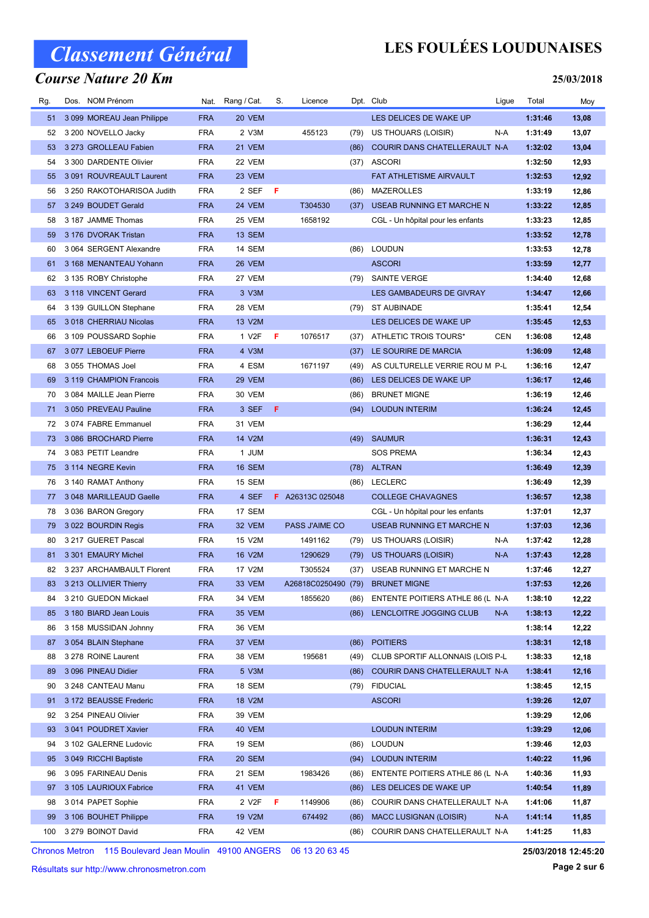# Classement Général

## LES FOULÉES LOUDUNAISES

### Course Nature 20 Km

25/03/2018

| Rg. | Dos. | NOM Prénom | Nat. | Rang / Cat. | S. | Licence | Dpt. | Club | Ligue | Total | Moy |
|---|---|---|---|---|---|---|---|---|---|---|---|
| 51 | 3 099 | MOREAU Jean Philippe | FRA | 20 VEM | | | | LES DELICES DE WAKE UP | | 1:31:46 | 13,08 |
| 52 | 3 200 | NOVELLO Jacky | FRA | 2 V3M | | 455123 | (79) | US THOUARS (LOISIR) | N-A | 1:31:49 | 13,07 |
| 53 | 3 273 | GROLLEAU Fabien | FRA | 21 VEM | | | (86) | COURIR DANS CHATELLERAULT | N-A | 1:32:02 | 13,04 |
| 54 | 3 300 | DARDENTE Olivier | FRA | 22 VEM | | | (37) | ASCORI | | 1:32:50 | 12,93 |
| 55 | 3 091 | ROUVREAULT Laurent | FRA | 23 VEM | | | | FAT ATHLETISME AIRVAULT | | 1:32:53 | 12,92 |
| 56 | 3 250 | RAKOTOHARISOA Judith | FRA | 2 SEF | F | | (86) | MAZEROLLES | | 1:33:19 | 12,86 |
| 57 | 3 249 | BOUDET Gerald | FRA | 24 VEM | | T304530 | (37) | USEAB RUNNING ET MARCHE N | | 1:33:22 | 12,85 |
| 58 | 3 187 | JAMME Thomas | FRA | 25 VEM | | 1658192 | | CGL - Un hôpital pour les enfants | | 1:33:23 | 12,85 |
| 59 | 3 176 | DVORAK Tristan | FRA | 13 SEM | | | | | | 1:33:52 | 12,78 |
| 60 | 3 064 | SERGENT Alexandre | FRA | 14 SEM | | | (86) | LOUDUN | | 1:33:53 | 12,78 |
| 61 | 3 168 | MENANTEAU Yohann | FRA | 26 VEM | | | | ASCORI | | 1:33:59 | 12,77 |
| 62 | 3 135 | ROBY Christophe | FRA | 27 VEM | | | (79) | SAINTE VERGE | | 1:34:40 | 12,68 |
| 63 | 3 118 | VINCENT Gerard | FRA | 3 V3M | | | | LES GAMBADEURS DE GIVRAY | | 1:34:47 | 12,66 |
| 64 | 3 139 | GUILLON Stephane | FRA | 28 VEM | | | (79) | ST AUBINADE | | 1:35:41 | 12,54 |
| 65 | 3 018 | CHERRIAU Nicolas | FRA | 13 V2M | | | | LES DELICES DE WAKE UP | | 1:35:45 | 12,53 |
| 66 | 3 109 | POUSSARD Sophie | FRA | 1 V2F | F | 1076517 | (37) | ATHLETIC TROIS TOURS* | CEN | 1:36:08 | 12,48 |
| 67 | 3 077 | LEBOEUF Pierre | FRA | 4 V3M | | | (37) | LE SOURIRE DE MARCIA | | 1:36:09 | 12,48 |
| 68 | 3 055 | THOMAS Joel | FRA | 4 ESM | | 1671197 | (49) | AS CULTURELLE VERRIE ROU M | P-L | 1:36:16 | 12,47 |
| 69 | 3 119 | CHAMPION Francois | FRA | 29 VEM | | | (86) | LES DELICES DE WAKE UP | | 1:36:17 | 12,46 |
| 70 | 3 084 | MAILLE Jean Pierre | FRA | 30 VEM | | | (86) | BRUNET MIGNE | | 1:36:19 | 12,46 |
| 71 | 3 050 | PREVEAU Pauline | FRA | 3 SEF | F | | (94) | LOUDUN INTERIM | | 1:36:24 | 12,45 |
| 72 | 3 074 | FABRE Emmanuel | FRA | 31 VEM | | | | | | 1:36:29 | 12,44 |
| 73 | 3 086 | BROCHARD Pierre | FRA | 14 V2M | | | (49) | SAUMUR | | 1:36:31 | 12,43 |
| 74 | 3 083 | PETIT Leandre | FRA | 1 JUM | | | | SOS PREMA | | 1:36:34 | 12,43 |
| 75 | 3 114 | NEGRE Kevin | FRA | 16 SEM | | | (78) | ALTRAN | | 1:36:49 | 12,39 |
| 76 | 3 140 | RAMAT Anthony | FRA | 15 SEM | | | (86) | LECLERC | | 1:36:49 | 12,39 |
| 77 | 3 048 | MARILLEAUD Gaelle | FRA | 4 SEF | F | A26313C 025048 | | COLLEGE CHAVAGNES | | 1:36:57 | 12,38 |
| 78 | 3 036 | BARON Gregory | FRA | 17 SEM | | | | CGL - Un hôpital pour les enfants | | 1:37:01 | 12,37 |
| 79 | 3 022 | BOURDIN Regis | FRA | 32 VEM | | PASS J'AIME CO | | USEAB RUNNING ET MARCHE N | | 1:37:03 | 12,36 |
| 80 | 3 217 | GUERET Pascal | FRA | 15 V2M | | 1491162 | (79) | US THOUARS (LOISIR) | N-A | 1:37:42 | 12,28 |
| 81 | 3 301 | EMAURY Michel | FRA | 16 V2M | | 1290629 | (79) | US THOUARS (LOISIR) | N-A | 1:37:43 | 12,28 |
| 82 | 3 237 | ARCHAMBAULT Florent | FRA | 17 V2M | | T305524 | (37) | USEAB RUNNING ET MARCHE N | | 1:37:46 | 12,27 |
| 83 | 3 213 | OLLIVIER Thierry | FRA | 33 VEM | | A26818C0250490 | (79) | BRUNET MIGNE | | 1:37:53 | 12,26 |
| 84 | 3 210 | GUEDON Mickael | FRA | 34 VEM | | 1855620 | (86) | ENTENTE POITIERS ATHLE 86 (L | N-A | 1:38:10 | 12,22 |
| 85 | 3 180 | BIARD Jean Louis | FRA | 35 VEM | | | (86) | LENCLOITRE JOGGING CLUB | N-A | 1:38:13 | 12,22 |
| 86 | 3 158 | MUSSIDAN Johnny | FRA | 36 VEM | | | | | | 1:38:14 | 12,22 |
| 87 | 3 054 | BLAIN Stephane | FRA | 37 VEM | | | (86) | POITIERS | | 1:38:31 | 12,18 |
| 88 | 3 278 | ROINE Laurent | FRA | 38 VEM | | 195681 | (49) | CLUB SPORTIF ALLONNAIS (LOIS | P-L | 1:38:33 | 12,18 |
| 89 | 3 096 | PINEAU Didier | FRA | 5 V3M | | | (86) | COURIR DANS CHATELLERAULT | N-A | 1:38:41 | 12,16 |
| 90 | 3 248 | CANTEAU Manu | FRA | 18 SEM | | | (79) | FIDUCIAL | | 1:38:45 | 12,15 |
| 91 | 3 172 | BEAUSSE Frederic | FRA | 18 V2M | | | | ASCORI | | 1:39:26 | 12,07 |
| 92 | 3 254 | PINEAU Olivier | FRA | 39 VEM | | | | | | 1:39:29 | 12,06 |
| 93 | 3 041 | POUDRET Xavier | FRA | 40 VEM | | | | LOUDUN INTERIM | | 1:39:29 | 12,06 |
| 94 | 3 102 | GALERNE Ludovic | FRA | 19 SEM | | | (86) | LOUDUN | | 1:39:46 | 12,03 |
| 95 | 3 049 | RICCHI Baptiste | FRA | 20 SEM | | | (94) | LOUDUN INTERIM | | 1:40:22 | 11,96 |
| 96 | 3 095 | FARINEAU Denis | FRA | 21 SEM | | 1983426 | (86) | ENTENTE POITIERS ATHLE 86 (L | N-A | 1:40:36 | 11,93 |
| 97 | 3 105 | LAURIOUX Fabrice | FRA | 41 VEM | | | (86) | LES DELICES DE WAKE UP | | 1:40:54 | 11,89 |
| 98 | 3 014 | PAPET Sophie | FRA | 2 V2F | F | 1149906 | (86) | COURIR DANS CHATELLERAULT | N-A | 1:41:06 | 11,87 |
| 99 | 3 106 | BOUHET Philippe | FRA | 19 V2M | | 674492 | (86) | MACC LUSIGNAN (LOISIR) | N-A | 1:41:14 | 11,85 |
| 100 | 3 279 | BOINOT David | FRA | 42 VEM | | | (86) | COURIR DANS CHATELLERAULT | N-A | 1:41:25 | 11,83 |

Chronos Metron 115 Boulevard Jean Moulin 49100 ANGERS 06 13 20 63 45 — 25/03/2018 12:45:20

Résultats sur http://www.chronosmetron.com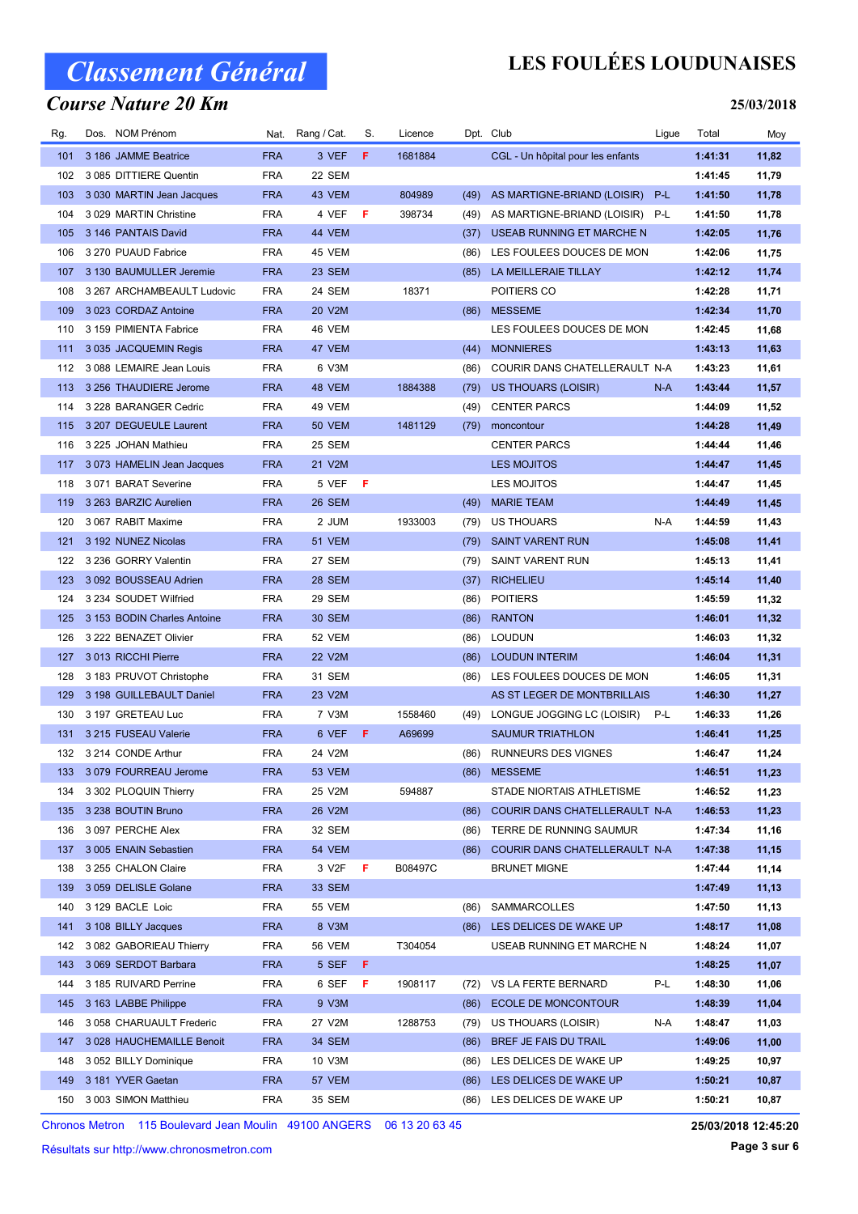# Classement Général

## Course Nature 20 Km

# LES FOULÉES LOUDUNAISES

25/03/2018

| Rg. | Dos. | NOM Prénom | Nat. | Rang / Cat. | S. | Licence | Dpt. | Club | Ligue | Total | Moy |
|---|---|---|---|---|---|---|---|---|---|---|---|
| 101 | 3 186 | JAMME Beatrice | FRA | 3 VEF | F | 1681884 | | CGL - Un hôpital pour les enfants | | 1:41:31 | 11,82 |
| 102 | 3 085 | DITTIERE Quentin | FRA | 22 SEM | | | | | | 1:41:45 | 11,79 |
| 103 | 3 030 | MARTIN Jean Jacques | FRA | 43 VEM | | 804989 | (49) | AS MARTIGNE-BRIAND (LOISIR) | P-L | 1:41:50 | 11,78 |
| 104 | 3 029 | MARTIN Christine | FRA | 4 VEF | F | 398734 | (49) | AS MARTIGNE-BRIAND (LOISIR) | P-L | 1:41:50 | 11,78 |
| 105 | 3 146 | PANTAIS David | FRA | 44 VEM | | | (37) | USEAB RUNNING ET MARCHE N | | 1:42:05 | 11,76 |
| 106 | 3 270 | PUAUD Fabrice | FRA | 45 VEM | | | (86) | LES FOULEES DOUCES DE MON | | 1:42:06 | 11,75 |
| 107 | 3 130 | BAUMULLER Jeremie | FRA | 23 SEM | | | (85) | LA MEILLERAIE TILLAY | | 1:42:12 | 11,74 |
| 108 | 3 267 | ARCHAMBEAULT Ludovic | FRA | 24 SEM | | 18371 | | POITIERS CO | | 1:42:28 | 11,71 |
| 109 | 3 023 | CORDAZ Antoine | FRA | 20 V2M | | | (86) | MESSEME | | 1:42:34 | 11,70 |
| 110 | 3 159 | PIMIENTA Fabrice | FRA | 46 VEM | | | | LES FOULEES DOUCES DE MON | | 1:42:45 | 11,68 |
| 111 | 3 035 | JACQUEMIN Regis | FRA | 47 VEM | | | (44) | MONNIERES | | 1:43:13 | 11,63 |
| 112 | 3 088 | LEMAIRE Jean Louis | FRA | 6 V3M | | | (86) | COURIR DANS CHATELLERAULT | N-A | 1:43:23 | 11,61 |
| 113 | 3 256 | THAUDIERE Jerome | FRA | 48 VEM | | 1884388 | (79) | US THOUARS (LOISIR) | N-A | 1:43:44 | 11,57 |
| 114 | 3 228 | BARANGER Cedric | FRA | 49 VEM | | | (49) | CENTER PARCS | | 1:44:09 | 11,52 |
| 115 | 3 207 | DEGUEULE Laurent | FRA | 50 VEM | | 1481129 | (79) | moncontour | | 1:44:28 | 11,49 |
| 116 | 3 225 | JOHAN Mathieu | FRA | 25 SEM | | | | CENTER PARCS | | 1:44:44 | 11,46 |
| 117 | 3 073 | HAMELIN Jean Jacques | FRA | 21 V2M | | | | LES MOJITOS | | 1:44:47 | 11,45 |
| 118 | 3 071 | BARAT Severine | FRA | 5 VEF | F | | | LES MOJITOS | | 1:44:47 | 11,45 |
| 119 | 3 263 | BARZIC Aurelien | FRA | 26 SEM | | | (49) | MARIE TEAM | | 1:44:49 | 11,45 |
| 120 | 3 067 | RABIT Maxime | FRA | 2 JUM | | 1933003 | (79) | US THOUARS | N-A | 1:44:59 | 11,43 |
| 121 | 3 192 | NUNEZ Nicolas | FRA | 51 VEM | | | (79) | SAINT VARENT RUN | | 1:45:08 | 11,41 |
| 122 | 3 236 | GORRY Valentin | FRA | 27 SEM | | | (79) | SAINT VARENT RUN | | 1:45:13 | 11,41 |
| 123 | 3 092 | BOUSSEAU Adrien | FRA | 28 SEM | | | (37) | RICHELIEU | | 1:45:14 | 11,40 |
| 124 | 3 234 | SOUDET Wilfried | FRA | 29 SEM | | | (86) | POITIERS | | 1:45:59 | 11,32 |
| 125 | 3 153 | BODIN Charles Antoine | FRA | 30 SEM | | | (86) | RANTON | | 1:46:01 | 11,32 |
| 126 | 3 222 | BENAZET Olivier | FRA | 52 VEM | | | (86) | LOUDUN | | 1:46:03 | 11,32 |
| 127 | 3 013 | RICCHI Pierre | FRA | 22 V2M | | | (86) | LOUDUN INTERIM | | 1:46:04 | 11,31 |
| 128 | 3 183 | PRUVOT Christophe | FRA | 31 SEM | | | (86) | LES FOULEES DOUCES DE MON | | 1:46:05 | 11,31 |
| 129 | 3 198 | GUILLEBAULT Daniel | FRA | 23 V2M | | | | AS ST LEGER DE MONTBRILLAIS | | 1:46:30 | 11,27 |
| 130 | 3 197 | GRETEAU Luc | FRA | 7 V3M | | 1558460 | (49) | LONGUE JOGGING LC (LOISIR) | P-L | 1:46:33 | 11,26 |
| 131 | 3 215 | FUSEAU Valerie | FRA | 6 VEF | F | A69699 | | SAUMUR TRIATHLON | | 1:46:41 | 11,25 |
| 132 | 3 214 | CONDE Arthur | FRA | 24 V2M | | | (86) | RUNNEURS DES VIGNES | | 1:46:47 | 11,24 |
| 133 | 3 079 | FOURREAU Jerome | FRA | 53 VEM | | | (86) | MESSEME | | 1:46:51 | 11,23 |
| 134 | 3 302 | PLOQUIN Thierry | FRA | 25 V2M | | 594887 | | STADE NIORTAIS ATHLETISME | | 1:46:52 | 11,23 |
| 135 | 3 238 | BOUTIN Bruno | FRA | 26 V2M | | | (86) | COURIR DANS CHATELLERAULT | N-A | 1:46:53 | 11,23 |
| 136 | 3 097 | PERCHE Alex | FRA | 32 SEM | | | (86) | TERRE DE RUNNING SAUMUR | | 1:47:34 | 11,16 |
| 137 | 3 005 | ENAIN Sebastien | FRA | 54 VEM | | | (86) | COURIR DANS CHATELLERAULT | N-A | 1:47:38 | 11,15 |
| 138 | 3 255 | CHALON Claire | FRA | 3 V2F | F | B08497C | | BRUNET MIGNE | | 1:47:44 | 11,14 |
| 139 | 3 059 | DELISLE Golane | FRA | 33 SEM | | | | | | 1:47:49 | 11,13 |
| 140 | 3 129 | BACLE Loic | FRA | 55 VEM | | | (86) | SAMMARCOLLES | | 1:47:50 | 11,13 |
| 141 | 3 108 | BILLY Jacques | FRA | 8 V3M | | | (86) | LES DELICES DE WAKE UP | | 1:48:17 | 11,08 |
| 142 | 3 082 | GABORIEAU Thierry | FRA | 56 VEM | | T304054 | | USEAB RUNNING ET MARCHE N | | 1:48:24 | 11,07 |
| 143 | 3 069 | SERDOT Barbara | FRA | 5 SEF | F | | | | | 1:48:25 | 11,07 |
| 144 | 3 185 | RUIVARD Perrine | FRA | 6 SEF | F | 1908117 | (72) | VS LA FERTE BERNARD | P-L | 1:48:30 | 11,06 |
| 145 | 3 163 | LABBE Philippe | FRA | 9 V3M | | | (86) | ECOLE DE MONCONTOUR | | 1:48:39 | 11,04 |
| 146 | 3 058 | CHARUAULT Frederic | FRA | 27 V2M | | 1288753 | (79) | US THOUARS (LOISIR) | N-A | 1:48:47 | 11,03 |
| 147 | 3 028 | HAUCHEMAILLE Benoit | FRA | 34 SEM | | | (86) | BREF JE FAIS DU TRAIL | | 1:49:06 | 11,00 |
| 148 | 3 052 | BILLY Dominique | FRA | 10 V3M | | | (86) | LES DELICES DE WAKE UP | | 1:49:25 | 10,97 |
| 149 | 3 181 | YVER Gaetan | FRA | 57 VEM | | | (86) | LES DELICES DE WAKE UP | | 1:50:21 | 10,87 |
| 150 | 3 003 | SIMON Matthieu | FRA | 35 SEM | | | (86) | LES DELICES DE WAKE UP | | 1:50:21 | 10,87 |

Chronos Metron 115 Boulevard Jean Moulin 49100 ANGERS 06 13 20 63 45

25/03/2018 12:45:20

Résultats sur http://www.chronosmetron.com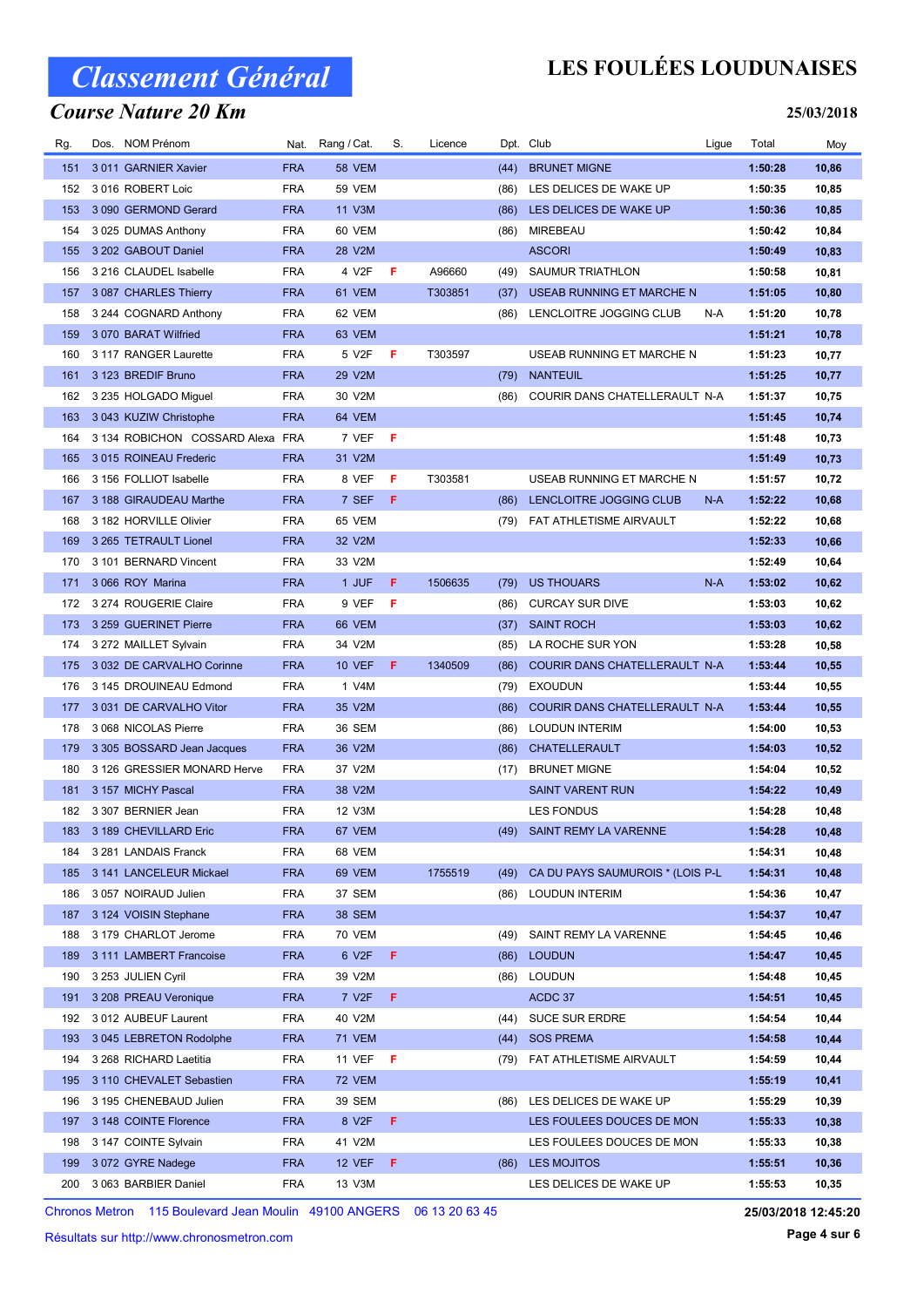# Classement Général

## Course Nature 20 Km

# LES FOULÉES LOUDUNAISES

25/03/2018

| Rg. | Dos. | NOM Prénom | Nat. | Rang / Cat. | S. | Licence | Dpt. | Club | Ligue | Total | Moy |
|---|---|---|---|---|---|---|---|---|---|---|---|
| 151 | 3 011 | GARNIER Xavier | FRA | 58 VEM | | | (44) | BRUNET MIGNE | | 1:50:28 | 10,86 |
| 152 | 3 016 | ROBERT Loic | FRA | 59 VEM | | | (86) | LES DELICES DE WAKE UP | | 1:50:35 | 10,85 |
| 153 | 3 090 | GERMOND Gerard | FRA | 11 V3M | | | (86) | LES DELICES DE WAKE UP | | 1:50:36 | 10,85 |
| 154 | 3 025 | DUMAS Anthony | FRA | 60 VEM | | | (86) | MIREBEAU | | 1:50:42 | 10,84 |
| 155 | 3 202 | GABOUT Daniel | FRA | 28 V2M | | | | ASCORI | | 1:50:49 | 10,83 |
| 156 | 3 216 | CLAUDEL Isabelle | FRA | 4 V2F | F | A96660 | (49) | SAUMUR TRIATHLON | | 1:50:58 | 10,81 |
| 157 | 3 087 | CHARLES Thierry | FRA | 61 VEM | | T303851 | (37) | USEAB RUNNING ET MARCHE N | | 1:51:05 | 10,80 |
| 158 | 3 244 | COGNARD Anthony | FRA | 62 VEM | | | (86) | LENCLOITRE JOGGING CLUB | N-A | 1:51:20 | 10,78 |
| 159 | 3 070 | BARAT Wilfried | FRA | 63 VEM | | | | | | 1:51:21 | 10,78 |
| 160 | 3 117 | RANGER Laurette | FRA | 5 V2F | F | T303597 | | USEAB RUNNING ET MARCHE N | | 1:51:23 | 10,77 |
| 161 | 3 123 | BREDIF Bruno | FRA | 29 V2M | | | (79) | NANTEUIL | | 1:51:25 | 10,77 |
| 162 | 3 235 | HOLGADO Miguel | FRA | 30 V2M | | | (86) | COURIR DANS CHATELLERAULT | N-A | 1:51:37 | 10,75 |
| 163 | 3 043 | KUZIW Christophe | FRA | 64 VEM | | | | | | 1:51:45 | 10,74 |
| 164 | 3 134 | ROBICHON COSSARD Alexa | FRA | 7 VEF | F | | | | | 1:51:48 | 10,73 |
| 165 | 3 015 | ROINEAU Frederic | FRA | 31 V2M | | | | | | 1:51:49 | 10,73 |
| 166 | 3 156 | FOLLIOT Isabelle | FRA | 8 VEF | F | T303581 | | USEAB RUNNING ET MARCHE N | | 1:51:57 | 10,72 |
| 167 | 3 188 | GIRAUDEAU Marthe | FRA | 7 SEF | F | | (86) | LENCLOITRE JOGGING CLUB | N-A | 1:52:22 | 10,68 |
| 168 | 3 182 | HORVILLE Olivier | FRA | 65 VEM | | | (79) | FAT ATHLETISME AIRVAULT | | 1:52:22 | 10,68 |
| 169 | 3 265 | TETRAULT Lionel | FRA | 32 V2M | | | | | | 1:52:33 | 10,66 |
| 170 | 3 101 | BERNARD Vincent | FRA | 33 V2M | | | | | | 1:52:49 | 10,64 |
| 171 | 3 066 | ROY Marina | FRA | 1 JUF | F | 1506635 | (79) | US THOUARS | N-A | 1:53:02 | 10,62 |
| 172 | 3 274 | ROUGERIE Claire | FRA | 9 VEF | F | | (86) | CURCAY SUR DIVE | | 1:53:03 | 10,62 |
| 173 | 3 259 | GUERINET Pierre | FRA | 66 VEM | | | (37) | SAINT ROCH | | 1:53:03 | 10,62 |
| 174 | 3 272 | MAILLET Sylvain | FRA | 34 V2M | | | (85) | LA ROCHE SUR YON | | 1:53:28 | 10,58 |
| 175 | 3 032 | DE CARVALHO Corinne | FRA | 10 VEF | F | 1340509 | (86) | COURIR DANS CHATELLERAULT | N-A | 1:53:44 | 10,55 |
| 176 | 3 145 | DROUINEAU Edmond | FRA | 1 V4M | | | (79) | EXOUDUN | | 1:53:44 | 10,55 |
| 177 | 3 031 | DE CARVALHO Vitor | FRA | 35 V2M | | | (86) | COURIR DANS CHATELLERAULT | N-A | 1:53:44 | 10,55 |
| 178 | 3 068 | NICOLAS Pierre | FRA | 36 SEM | | | (86) | LOUDUN INTERIM | | 1:54:00 | 10,53 |
| 179 | 3 305 | BOSSARD Jean Jacques | FRA | 36 V2M | | | (86) | CHATELLERAULT | | 1:54:03 | 10,52 |
| 180 | 3 126 | GRESSIER MONARD Herve | FRA | 37 V2M | | | (17) | BRUNET MIGNE | | 1:54:04 | 10,52 |
| 181 | 3 157 | MICHY Pascal | FRA | 38 V2M | | | | SAINT VARENT RUN | | 1:54:22 | 10,49 |
| 182 | 3 307 | BERNIER Jean | FRA | 12 V3M | | | | LES FONDUS | | 1:54:28 | 10,48 |
| 183 | 3 189 | CHEVILLARD Eric | FRA | 67 VEM | | | (49) | SAINT REMY LA VARENNE | | 1:54:28 | 10,48 |
| 184 | 3 281 | LANDAIS Franck | FRA | 68 VEM | | | | | | 1:54:31 | 10,48 |
| 185 | 3 141 | LANCELEUR Mickael | FRA | 69 VEM | | 1755519 | (49) | CA DU PAYS SAUMUROIS * (LOIS | P-L | 1:54:31 | 10,48 |
| 186 | 3 057 | NOIRAUD Julien | FRA | 37 SEM | | | (86) | LOUDUN INTERIM | | 1:54:36 | 10,47 |
| 187 | 3 124 | VOISIN Stephane | FRA | 38 SEM | | | | | | 1:54:37 | 10,47 |
| 188 | 3 179 | CHARLOT Jerome | FRA | 70 VEM | | | (49) | SAINT REMY LA VARENNE | | 1:54:45 | 10,46 |
| 189 | 3 111 | LAMBERT Francoise | FRA | 6 V2F | F | | (86) | LOUDUN | | 1:54:47 | 10,45 |
| 190 | 3 253 | JULIEN Cyril | FRA | 39 V2M | | | (86) | LOUDUN | | 1:54:48 | 10,45 |
| 191 | 3 208 | PREAU Veronique | FRA | 7 V2F | F | | | ACDC 37 | | 1:54:51 | 10,45 |
| 192 | 3 012 | AUBEUF Laurent | FRA | 40 V2M | | | (44) | SUCE SUR ERDRE | | 1:54:54 | 10,44 |
| 193 | 3 045 | LEBRETON Rodolphe | FRA | 71 VEM | | | (44) | SOS PREMA | | 1:54:58 | 10,44 |
| 194 | 3 268 | RICHARD Laetitia | FRA | 11 VEF | F | | (79) | FAT ATHLETISME AIRVAULT | | 1:54:59 | 10,44 |
| 195 | 3 110 | CHEVALET Sebastien | FRA | 72 VEM | | | | | | 1:55:19 | 10,41 |
| 196 | 3 195 | CHENEBAUD Julien | FRA | 39 SEM | | | (86) | LES DELICES DE WAKE UP | | 1:55:29 | 10,39 |
| 197 | 3 148 | COINTE Florence | FRA | 8 V2F | F | | | LES FOULEES DOUCES DE MON | | 1:55:33 | 10,38 |
| 198 | 3 147 | COINTE Sylvain | FRA | 41 V2M | | | | LES FOULEES DOUCES DE MON | | 1:55:33 | 10,38 |
| 199 | 3 072 | GYRE Nadege | FRA | 12 VEF | F | | (86) | LES MOJITOS | | 1:55:51 | 10,36 |
| 200 | 3 063 | BARBIER Daniel | FRA | 13 V3M | | | | LES DELICES DE WAKE UP | | 1:55:53 | 10,35 |

Chronos Metron 115 Boulevard Jean Moulin 49100 ANGERS 06 13 20 63 45

Résultats sur http://www.chronosmetron.com

25/03/2018 12:45:20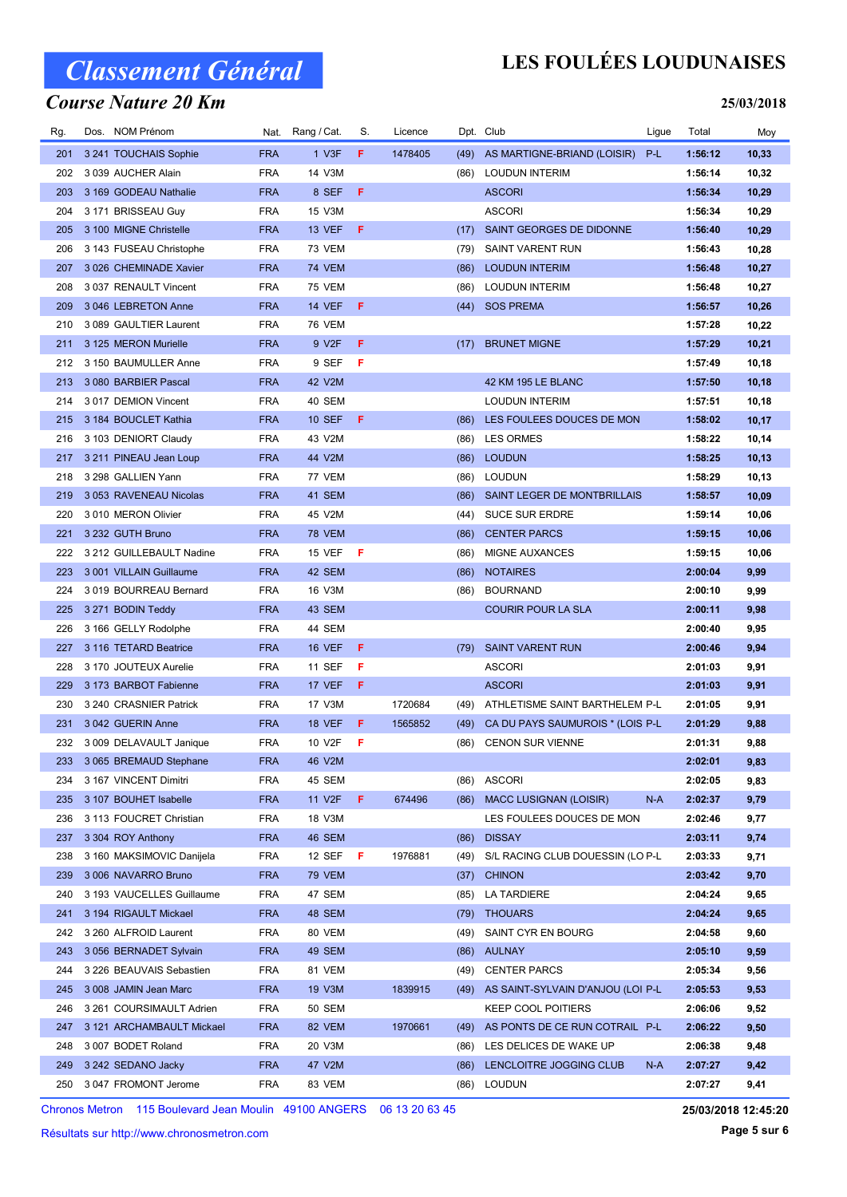# Classement Général

# LES FOULÉES LOUDUNAISES

## Course Nature 20 Km

**25/03/2018**

| Rg. | Dos. | NOM Prénom | Nat. | Rang / Cat. | S. | Licence | Dpt. | Club | Ligue | Total | Moy |
|---|---|---|---|---|---|---|---|---|---|---|---|
| 201 | 3 241 | TOUCHAIS Sophie | FRA | 1 V3F | F | 1478405 | (49) | AS MARTIGNE-BRIAND (LOISIR) | P-L | 1:56:12 | 10,33 |
| 202 | 3 039 | AUCHER Alain | FRA | 14 V3M | | | (86) | LOUDUN INTERIM | | 1:56:14 | 10,32 |
| 203 | 3 169 | GODEAU Nathalie | FRA | 8 SEF | F | | | ASCORI | | 1:56:34 | 10,29 |
| 204 | 3 171 | BRISSEAU Guy | FRA | 15 V3M | | | | ASCORI | | 1:56:34 | 10,29 |
| 205 | 3 100 | MIGNE Christelle | FRA | 13 VEF | F | | (17) | SAINT GEORGES DE DIDONNE | | 1:56:40 | 10,29 |
| 206 | 3 143 | FUSEAU Christophe | FRA | 73 VEM | | | (79) | SAINT VARENT RUN | | 1:56:43 | 10,28 |
| 207 | 3 026 | CHEMINADE Xavier | FRA | 74 VEM | | | (86) | LOUDUN INTERIM | | 1:56:48 | 10,27 |
| 208 | 3 037 | RENAULT Vincent | FRA | 75 VEM | | | (86) | LOUDUN INTERIM | | 1:56:48 | 10,27 |
| 209 | 3 046 | LEBRETON Anne | FRA | 14 VEF | F | | (44) | SOS PREMA | | 1:56:57 | 10,26 |
| 210 | 3 089 | GAULTIER Laurent | FRA | 76 VEM | | | | | | 1:57:28 | 10,22 |
| 211 | 3 125 | MERON Murielle | FRA | 9 V2F | F | | (17) | BRUNET MIGNE | | 1:57:29 | 10,21 |
| 212 | 3 150 | BAUMULLER Anne | FRA | 9 SEF | F | | | | | 1:57:49 | 10,18 |
| 213 | 3 080 | BARBIER Pascal | FRA | 42 V2M | | | | 42 KM 195 LE BLANC | | 1:57:50 | 10,18 |
| 214 | 3 017 | DEMION Vincent | FRA | 40 SEM | | | | LOUDUN INTERIM | | 1:57:51 | 10,18 |
| 215 | 3 184 | BOUCLET Kathia | FRA | 10 SEF | F | | (86) | LES FOULEES DOUCES DE MON | | 1:58:02 | 10,17 |
| 216 | 3 103 | DENIORT Claudy | FRA | 43 V2M | | | (86) | LES ORMES | | 1:58:22 | 10,14 |
| 217 | 3 211 | PINEAU Jean Loup | FRA | 44 V2M | | | (86) | LOUDUN | | 1:58:25 | 10,13 |
| 218 | 3 298 | GALLIEN Yann | FRA | 77 VEM | | | (86) | LOUDUN | | 1:58:29 | 10,13 |
| 219 | 3 053 | RAVENEAU Nicolas | FRA | 41 SEM | | | (86) | SAINT LEGER DE MONTBRILLAIS | | 1:58:57 | 10,09 |
| 220 | 3 010 | MERON Olivier | FRA | 45 V2M | | | (44) | SUCE SUR ERDRE | | 1:59:14 | 10,06 |
| 221 | 3 232 | GUTH Bruno | FRA | 78 VEM | | | (86) | CENTER PARCS | | 1:59:15 | 10,06 |
| 222 | 3 212 | GUILLEBAULT Nadine | FRA | 15 VEF | F | | (86) | MIGNE AUXANCES | | 1:59:15 | 10,06 |
| 223 | 3 001 | VILLAIN Guillaume | FRA | 42 SEM | | | (86) | NOTAIRES | | 2:00:04 | 9,99 |
| 224 | 3 019 | BOURREAU Bernard | FRA | 16 V3M | | | (86) | BOURNAND | | 2:00:10 | 9,99 |
| 225 | 3 271 | BODIN Teddy | FRA | 43 SEM | | | | COURIR POUR LA SLA | | 2:00:11 | 9,98 |
| 226 | 3 166 | GELLY Rodolphe | FRA | 44 SEM | | | | | | 2:00:40 | 9,95 |
| 227 | 3 116 | TETARD Beatrice | FRA | 16 VEF | F | | (79) | SAINT VARENT RUN | | 2:00:46 | 9,94 |
| 228 | 3 170 | JOUTEUX Aurelie | FRA | 11 SEF | F | | | ASCORI | | 2:01:03 | 9,91 |
| 229 | 3 173 | BARBOT Fabienne | FRA | 17 VEF | F | | | ASCORI | | 2:01:03 | 9,91 |
| 230 | 3 240 | CRASNIER Patrick | FRA | 17 V3M | | 1720684 | (49) | ATHLETISME SAINT BARTHELEM | P-L | 2:01:05 | 9,91 |
| 231 | 3 042 | GUERIN Anne | FRA | 18 VEF | F | 1565852 | (49) | CA DU PAYS SAUMUROIS * (LOIS | P-L | 2:01:29 | 9,88 |
| 232 | 3 009 | DELAVAULT Janique | FRA | 10 V2F | F | | (86) | CENON SUR VIENNE | | 2:01:31 | 9,88 |
| 233 | 3 065 | BREMAUD Stephane | FRA | 46 V2M | | | | | | 2:02:01 | 9,83 |
| 234 | 3 167 | VINCENT Dimitri | FRA | 45 SEM | | | (86) | ASCORI | | 2:02:05 | 9,83 |
| 235 | 3 107 | BOUHET Isabelle | FRA | 11 V2F | F | 674496 | (86) | MACC LUSIGNAN (LOISIR) | N-A | 2:02:37 | 9,79 |
| 236 | 3 113 | FOUCRET Christian | FRA | 18 V3M | | | | LES FOULEES DOUCES DE MON | | 2:02:46 | 9,77 |
| 237 | 3 304 | ROY Anthony | FRA | 46 SEM | | | (86) | DISSAY | | 2:03:11 | 9,74 |
| 238 | 3 160 | MAKSIMOVIC Danijela | FRA | 12 SEF | F | 1976881 | (49) | S/L RACING CLUB DOUESSIN (LO | P-L | 2:03:33 | 9,71 |
| 239 | 3 006 | NAVARRO Bruno | FRA | 79 VEM | | | (37) | CHINON | | 2:03:42 | 9,70 |
| 240 | 3 193 | VAUCELLES Guillaume | FRA | 47 SEM | | | (85) | LA TARDIERE | | 2:04:24 | 9,65 |
| 241 | 3 194 | RIGAULT Mickael | FRA | 48 SEM | | | (79) | THOUARS | | 2:04:24 | 9,65 |
| 242 | 3 260 | ALFROID Laurent | FRA | 80 VEM | | | (49) | SAINT CYR EN BOURG | | 2:04:58 | 9,60 |
| 243 | 3 056 | BERNADET Sylvain | FRA | 49 SEM | | | (86) | AULNAY | | 2:05:10 | 9,59 |
| 244 | 3 226 | BEAUVAIS Sebastien | FRA | 81 VEM | | | (49) | CENTER PARCS | | 2:05:34 | 9,56 |
| 245 | 3 008 | JAMIN Jean Marc | FRA | 19 V3M | | 1839915 | (49) | AS SAINT-SYLVAIN D'ANJOU (LOI | P-L | 2:05:53 | 9,53 |
| 246 | 3 261 | COURSIMAULT Adrien | FRA | 50 SEM | | | | KEEP COOL POITIERS | | 2:06:06 | 9,52 |
| 247 | 3 121 | ARCHAMBAULT Mickael | FRA | 82 VEM | | 1970661 | (49) | AS PONTS DE CE RUN COTRAIL | P-L | 2:06:22 | 9,50 |
| 248 | 3 007 | BODET Roland | FRA | 20 V3M | | | (86) | LES DELICES DE WAKE UP | | 2:06:38 | 9,48 |
| 249 | 3 242 | SEDANO Jacky | FRA | 47 V2M | | | (86) | LENCLOITRE JOGGING CLUB | N-A | 2:07:27 | 9,42 |
| 250 | 3 047 | FROMONT Jerome | FRA | 83 VEM | | | (86) | LOUDUN | | 2:07:27 | 9,41 |

Chronos Metron 115 Boulevard Jean Moulin 49100 ANGERS 06 13 20 63 45

**25/03/2018 12:45:20**

Résultats sur http://www.chronosmetron.com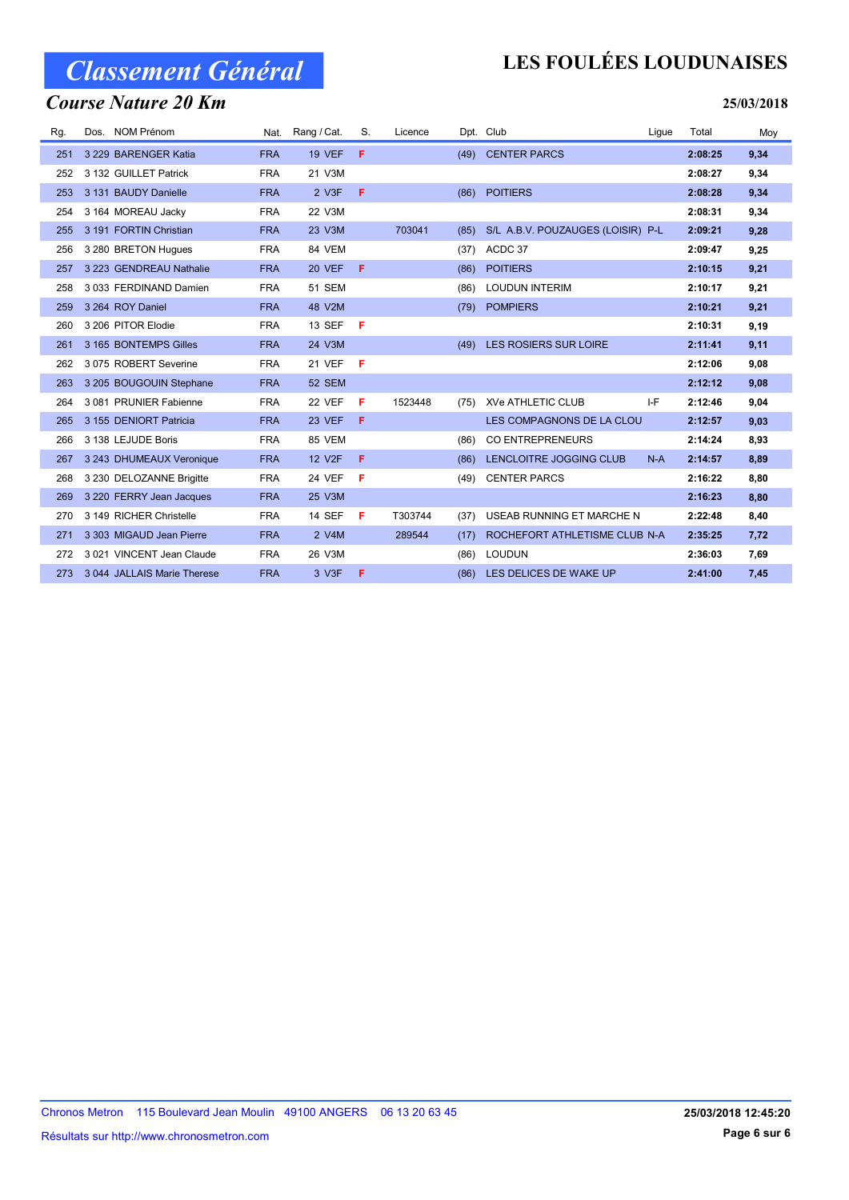# Classement Général

## LES FOULÉES LOUDUNAISES

### Course Nature 20 Km

**25/03/2018**

| Rg. | Dos. | NOM Prénom | Nat. | Rang / Cat. | S. | Licence | Dpt. | Club | Ligue | Total | Moy |
|---|---|---|---|---|---|---|---|---|---|---|---|
| 251 | 3 229 | BARENGER Katia | FRA | 19 VEF | F | | (49) | CENTER PARCS | | 2:08:25 | 9,34 |
| 252 | 3 132 | GUILLET Patrick | FRA | 21 V3M | | | | | | 2:08:27 | 9,34 |
| 253 | 3 131 | BAUDY Danielle | FRA | 2 V3F | F | | (86) | POITIERS | | 2:08:28 | 9,34 |
| 254 | 3 164 | MOREAU Jacky | FRA | 22 V3M | | | | | | 2:08:31 | 9,34 |
| 255 | 3 191 | FORTIN Christian | FRA | 23 V3M | | 703041 | (85) | S/L A.B.V. POUZAUGES (LOISIR) | P-L | 2:09:21 | 9,28 |
| 256 | 3 280 | BRETON Hugues | FRA | 84 VEM | | | (37) | ACDC 37 | | 2:09:47 | 9,25 |
| 257 | 3 223 | GENDREAU Nathalie | FRA | 20 VEF | F | | (86) | POITIERS | | 2:10:15 | 9,21 |
| 258 | 3 033 | FERDINAND Damien | FRA | 51 SEM | | | (86) | LOUDUN INTERIM | | 2:10:17 | 9,21 |
| 259 | 3 264 | ROY Daniel | FRA | 48 V2M | | | (79) | POMPIERS | | 2:10:21 | 9,21 |
| 260 | 3 206 | PITOR Elodie | FRA | 13 SEF | F | | | | | 2:10:31 | 9,19 |
| 261 | 3 165 | BONTEMPS Gilles | FRA | 24 V3M | | | (49) | LES ROSIERS SUR LOIRE | | 2:11:41 | 9,11 |
| 262 | 3 075 | ROBERT Severine | FRA | 21 VEF | F | | | | | 2:12:06 | 9,08 |
| 263 | 3 205 | BOUGOUIN Stephane | FRA | 52 SEM | | | | | | 2:12:12 | 9,08 |
| 264 | 3 081 | PRUNIER Fabienne | FRA | 22 VEF | F | 1523448 | (75) | XVe ATHLETIC CLUB | I-F | 2:12:46 | 9,04 |
| 265 | 3 155 | DENIORT Patricia | FRA | 23 VEF | F | | | LES COMPAGNONS DE LA CLOU | | 2:12:57 | 9,03 |
| 266 | 3 138 | LEJUDE Boris | FRA | 85 VEM | | | (86) | CO ENTREPRENEURS | | 2:14:24 | 8,93 |
| 267 | 3 243 | DHUMEAUX Veronique | FRA | 12 V2F | F | | (86) | LENCLOITRE JOGGING CLUB | N-A | 2:14:57 | 8,89 |
| 268 | 3 230 | DELOZANNE Brigitte | FRA | 24 VEF | F | | (49) | CENTER PARCS | | 2:16:22 | 8,80 |
| 269 | 3 220 | FERRY Jean Jacques | FRA | 25 V3M | | | | | | 2:16:23 | 8,80 |
| 270 | 3 149 | RICHER Christelle | FRA | 14 SEF | F | T303744 | (37) | USEAB RUNNING ET MARCHE N | | 2:22:48 | 8,40 |
| 271 | 3 303 | MIGAUD Jean Pierre | FRA | 2 V4M | | 289544 | (17) | ROCHEFORT ATHLETISME CLUB | N-A | 2:35:25 | 7,72 |
| 272 | 3 021 | VINCENT Jean Claude | FRA | 26 V3M | | | (86) | LOUDUN | | 2:36:03 | 7,69 |
| 273 | 3 044 | JALLAIS Marie Therese | FRA | 3 V3F | F | | (86) | LES DELICES DE WAKE UP | | 2:41:00 | 7,45 |

Chronos Metron 115 Boulevard Jean Moulin 49100 ANGERS 06 13 20 63 45

Résultats sur http://www.chronosmetron.com

**25/03/2018 12:45:20**